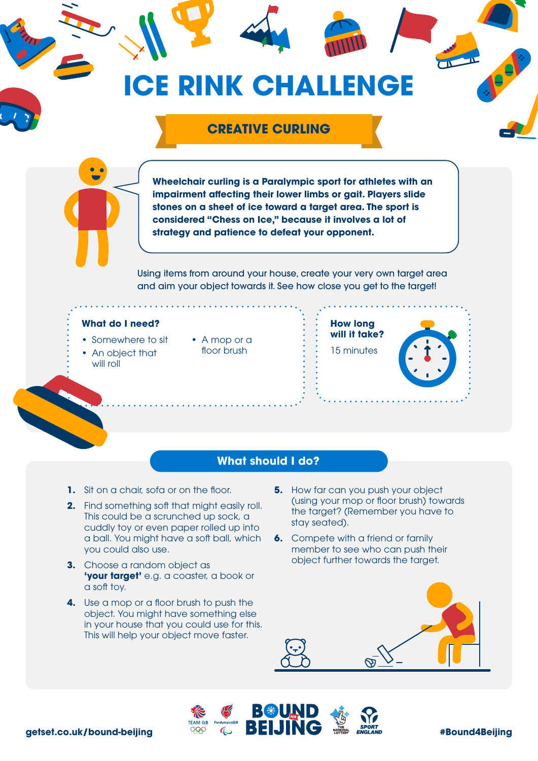# ICE RINK CHALLENGE

## CREATIVE CURLING

**Wheelchair curling is a Paralympic sport for athletes with an impairment affecting their lower limbs or gait. Players slide stones on a sheet of ice toward a target area. The sport is considered "Chess on Ice," because it involves a lot of strategy and patience to defeat your opponent.**

Using items from around your house, create your very own target area and aim your object towards it. See how close you get to the target!

### What do I need?

- Somewhere to sit
- An object that will roll
- A mop or a floor brush

### How long will it take?

15 minutes

## What should I do?

1. Sit on a chair, sofa or on the floor.
2. Find something soft that might easily roll. This could be a scrunched up sock, a cuddly toy or even paper rolled up into a ball. You might have a soft ball, which you could also use.
3. Choose a random object as **'your target'** e.g. a coaster, a book or a soft toy.
4. Use a mop or a floor brush to push the object. You might have something else in your house that you could use for this. This will help your object move faster.
5. How far can you push your object (using your mop or floor brush) towards the target? (Remember you have to stay seated).
6. Compete with a friend or family member to see who can push their object further towards the target.

getset.co.uk/bound-beijing

#Bound4Beijing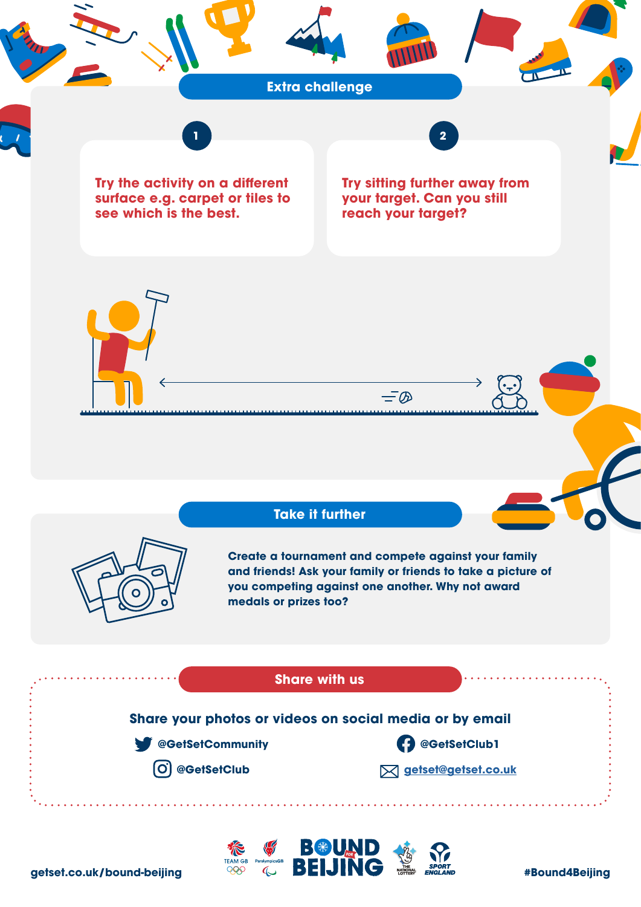## Extra challenge

**1**

Try the activity on a different surface e.g. carpet or tiles to see which is the best.

**2**

Try sitting further away from your target. Can you still reach your target?

## Take it further

Create a tournament and compete against your family and friends! Ask your family or friends to take a picture of you competing against one another. Why not award medals or prizes too?

## Share with us

**Share your photos or videos on social media or by email**

@GetSetCommunity

@GetSetClub1

@GetSetClub

getset@getset.co.uk

getset.co.uk/bound-beijing

#Bound4Beijing